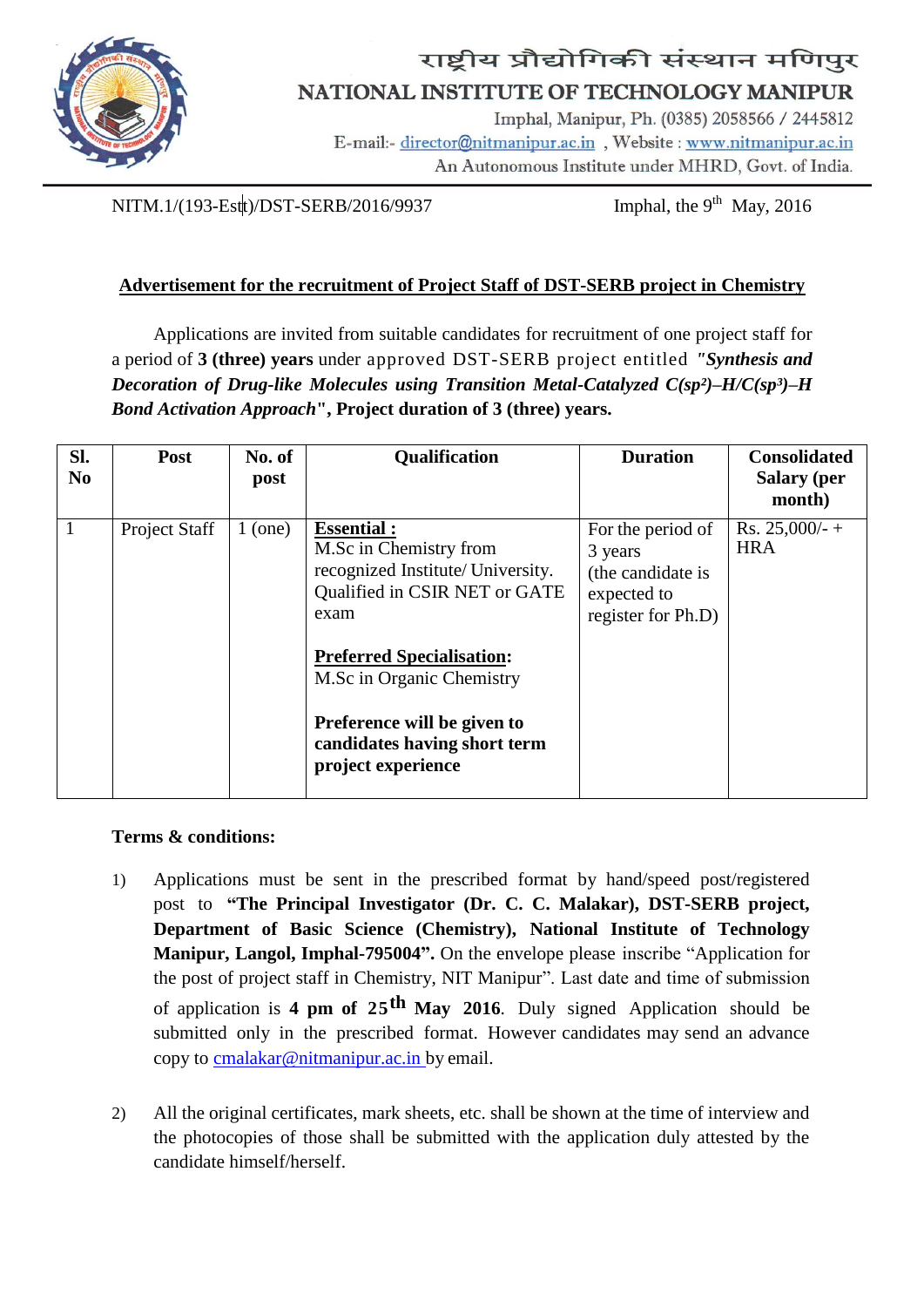राष्ट्रीय प्रौद्योगिकी संस्थान मणिपुर

# NATIONAL INSTITUTE OF TECHNOLOGY MANIPUR

Imphal, Manipur, Ph. (0385) 2058566 / 2445812
E-mail:- director@nitmanipur.ac.in , Website : www.nitmanipur.ac.in
An Autonomous Institute under MHRD, Govt. of India.

NITM.1/(193-Estt)/DST-SERB/2016/9937 Imphal, the 9th May, 2016

## Advertisement for the recruitment of Project Staff of DST-SERB project in Chemistry

Applications are invited from suitable candidates for recruitment of one project staff for a period of **3 (three) years** under approved DST-SERB project entitled ***"Synthesis and Decoration of Drug-like Molecules using Transition Metal-Catalyzed C(sp²)–H/C(sp³)–H Bond Activation Approach*", Project duration of 3 (three) years.**

| Sl. No | Post | No. of post | Qualification | Duration | Consolidated Salary (per month) |
|---|---|---|---|---|---|
| 1 | Project Staff | 1 (one) | **Essential :** M.Sc in Chemistry from recognized Institute/ University. Qualified in CSIR NET or GATE exam<br><br>**Preferred Specialisation:** M.Sc in Organic Chemistry<br><br>**Preference will be given to candidates having short term project experience** | For the period of 3 years (the candidate is expected to register for Ph.D) | Rs. 25,000/- + HRA |

**Terms & conditions:**

1) Applications must be sent in the prescribed format by hand/speed post/registered post to **"The Principal Investigator (Dr. C. C. Malakar), DST-SERB project, Department of Basic Science (Chemistry), National Institute of Technology Manipur, Langol, Imphal-795004".** On the envelope please inscribe "Application for the post of project staff in Chemistry, NIT Manipur". Last date and time of submission of application is **4 pm of 25th May 2016**. Duly signed Application should be submitted only in the prescribed format. However candidates may send an advance copy to cmalakar@nitmanipur.ac.in by email.

2) All the original certificates, mark sheets, etc. shall be shown at the time of interview and the photocopies of those shall be submitted with the application duly attested by the candidate himself/herself.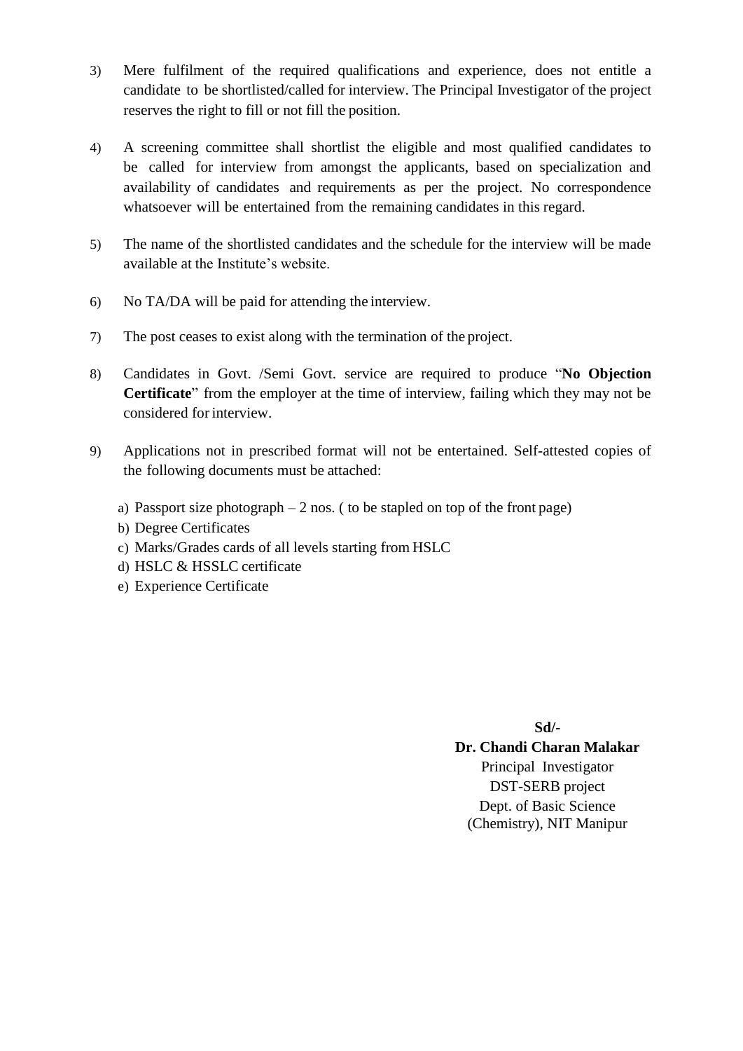3) Mere fulfilment of the required qualifications and experience, does not entitle a candidate to be shortlisted/called for interview. The Principal Investigator of the project reserves the right to fill or not fill the position.

4) A screening committee shall shortlist the eligible and most qualified candidates to be called for interview from amongst the applicants, based on specialization and availability of candidates and requirements as per the project. No correspondence whatsoever will be entertained from the remaining candidates in this regard.

5) The name of the shortlisted candidates and the schedule for the interview will be made available at the Institute's website.

6) No TA/DA will be paid for attending the interview.

7) The post ceases to exist along with the termination of the project.

8) Candidates in Govt. /Semi Govt. service are required to produce "**No Objection Certificate**" from the employer at the time of interview, failing which they may not be considered for interview.

9) Applications not in prescribed format will not be entertained. Self-attested copies of the following documents must be attached:

   a) Passport size photograph – 2 nos. ( to be stapled on top of the front page)
   b) Degree Certificates
   c) Marks/Grades cards of all levels starting from HSLC
   d) HSLC & HSSLC certificate
   e) Experience Certificate

**Sd/-**
**Dr. Chandi Charan Malakar**
Principal Investigator
DST-SERB project
Dept. of Basic Science
(Chemistry), NIT Manipur